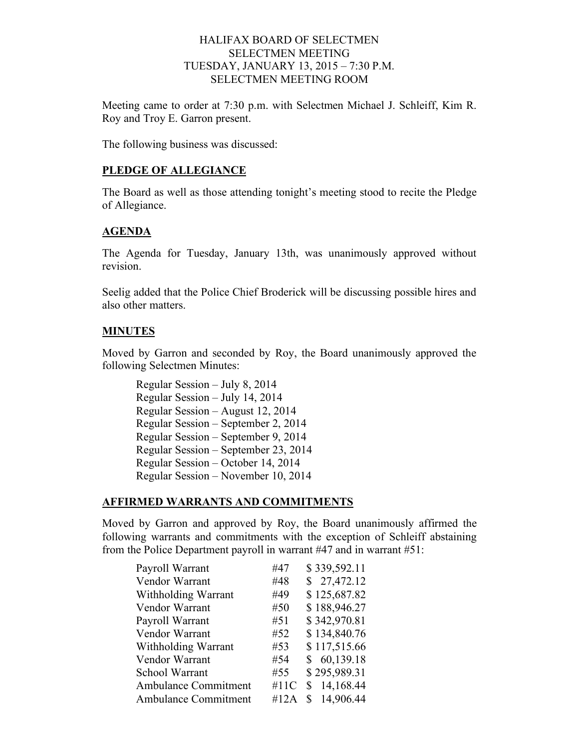HALIFAX BOARD OF SELECTMEN
SELECTMEN MEETING
TUESDAY, JANUARY 13, 2015 – 7:30 P.M.
SELECTMEN MEETING ROOM

Meeting came to order at 7:30 p.m. with Selectmen Michael J. Schleiff, Kim R. Roy and Troy E. Garron present.

The following business was discussed:

## PLEDGE OF ALLEGIANCE

The Board as well as those attending tonight's meeting stood to recite the Pledge of Allegiance.

## AGENDA

The Agenda for Tuesday, January 13th, was unanimously approved without revision.

Seelig added that the Police Chief Broderick will be discussing possible hires and also other matters.

## MINUTES

Moved by Garron and seconded by Roy, the Board unanimously approved the following Selectmen Minutes:

Regular Session – July 8, 2014
Regular Session – July 14, 2014
Regular Session – August 12, 2014
Regular Session – September 2, 2014
Regular Session – September 9, 2014
Regular Session – September 23, 2014
Regular Session – October 14, 2014
Regular Session – November 10, 2014

## AFFIRMED WARRANTS AND COMMITMENTS

Moved by Garron and approved by Roy, the Board unanimously affirmed the following warrants and commitments with the exception of Schleiff abstaining from the Police Department payroll in warrant #47 and in warrant #51:

| | | |
|---|---|---|
| Payroll Warrant | #47 | $ 339,592.11 |
| Vendor Warrant | #48 | $ 27,472.12 |
| Withholding Warrant | #49 | $ 125,687.82 |
| Vendor Warrant | #50 | $ 188,946.27 |
| Payroll Warrant | #51 | $ 342,970.81 |
| Vendor Warrant | #52 | $ 134,840.76 |
| Withholding Warrant | #53 | $ 117,515.66 |
| Vendor Warrant | #54 | $ 60,139.18 |
| School Warrant | #55 | $ 295,989.31 |
| Ambulance Commitment | #11C | $ 14,168.44 |
| Ambulance Commitment | #12A | $ 14,906.44 |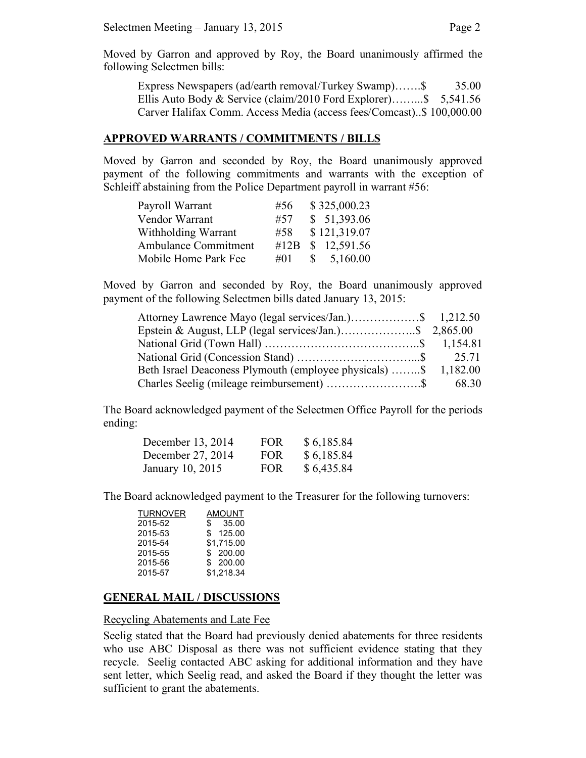Moved by Garron and approved by Roy, the Board unanimously affirmed the following Selectmen bills:

Express Newspapers (ad/earth removal/Turkey Swamp)…….$ 35.00
Ellis Auto Body & Service (claim/2010 Ford Explorer)……...$ 5,541.56
Carver Halifax Comm. Access Media (access fees/Comcast)..$ 100,000.00

## APPROVED WARRANTS / COMMITMENTS / BILLS

Moved by Garron and seconded by Roy, the Board unanimously approved payment of the following commitments and warrants with the exception of Schleiff abstaining from the Police Department payroll in warrant #56:

| | | |
|---|---|---|
| Payroll Warrant | #56 | $ 325,000.23 |
| Vendor Warrant | #57 | $ 51,393.06 |
| Withholding Warrant | #58 | $ 121,319.07 |
| Ambulance Commitment | #12B | $ 12,591.56 |
| Mobile Home Park Fee | #01 | $ 5,160.00 |

Moved by Garron and seconded by Roy, the Board unanimously approved payment of the following Selectmen bills dated January 13, 2015:

Attorney Lawrence Mayo (legal services/Jan.)………………$ 1,212.50
Epstein & August, LLP (legal services/Jan.)………………..$ 2,865.00
National Grid (Town Hall) …………………………………..$ 1,154.81
National Grid (Concession Stand) …………………………...$ 25.71
Beth Israel Deaconess Plymouth (employee physicals) ……..$ 1,182.00
Charles Seelig (mileage reimbursement) …………………….$ 68.30

The Board acknowledged payment of the Selectmen Office Payroll for the periods ending:

| | | |
|---|---|---|
| December 13, 2014 | FOR | $ 6,185.84 |
| December 27, 2014 | FOR | $ 6,185.84 |
| January 10, 2015 | FOR | $ 6,435.84 |

The Board acknowledged payment to the Treasurer for the following turnovers:

| TURNOVER | AMOUNT |
|---|---|
| 2015-52 | $ 35.00 |
| 2015-53 | $ 125.00 |
| 2015-54 | $1,715.00 |
| 2015-55 | $ 200.00 |
| 2015-56 | $ 200.00 |
| 2015-57 | $1,218.34 |

## GENERAL MAIL / DISCUSSIONS

Recycling Abatements and Late Fee

Seelig stated that the Board had previously denied abatements for three residents who use ABC Disposal as there was not sufficient evidence stating that they recycle. Seelig contacted ABC asking for additional information and they have sent letter, which Seelig read, and asked the Board if they thought the letter was sufficient to grant the abatements.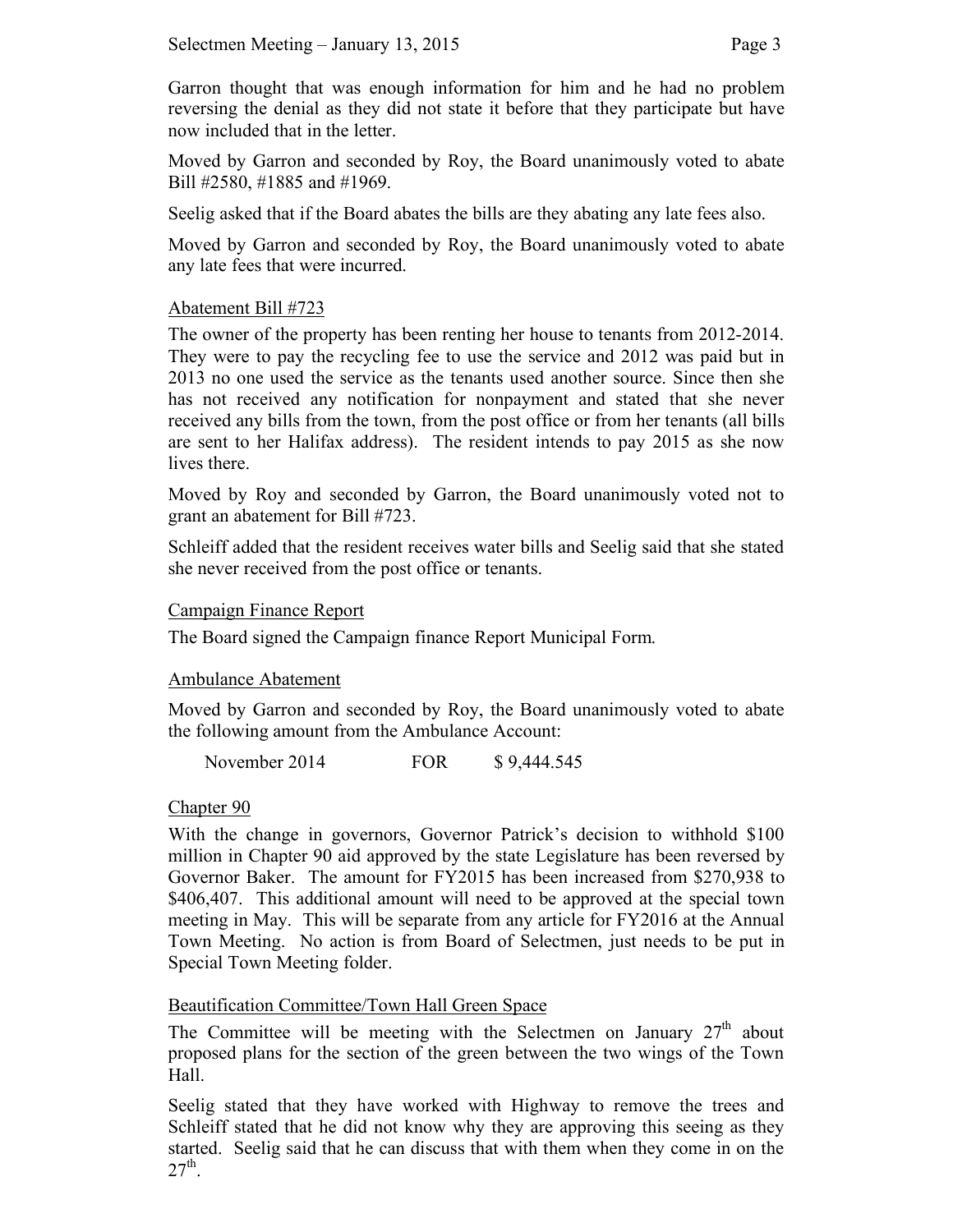Garron thought that was enough information for him and he had no problem reversing the denial as they did not state it before that they participate but have now included that in the letter.

Moved by Garron and seconded by Roy, the Board unanimously voted to abate Bill #2580, #1885 and #1969.

Seelig asked that if the Board abates the bills are they abating any late fees also.

Moved by Garron and seconded by Roy, the Board unanimously voted to abate any late fees that were incurred.

## Abatement Bill #723

The owner of the property has been renting her house to tenants from 2012-2014. They were to pay the recycling fee to use the service and 2012 was paid but in 2013 no one used the service as the tenants used another source. Since then she has not received any notification for nonpayment and stated that she never received any bills from the town, from the post office or from her tenants (all bills are sent to her Halifax address). The resident intends to pay 2015 as she now lives there.

Moved by Roy and seconded by Garron, the Board unanimously voted not to grant an abatement for Bill #723.

Schleiff added that the resident receives water bills and Seelig said that she stated she never received from the post office or tenants.

## Campaign Finance Report

The Board signed the Campaign finance Report Municipal Form.

## Ambulance Abatement

Moved by Garron and seconded by Roy, the Board unanimously voted to abate the following amount from the Ambulance Account:

| | | |
|---|---|---|
| November 2014 | FOR | $ 9,444.545 |

## Chapter 90

With the change in governors, Governor Patrick's decision to withhold $100 million in Chapter 90 aid approved by the state Legislature has been reversed by Governor Baker. The amount for FY2015 has been increased from $270,938 to $406,407. This additional amount will need to be approved at the special town meeting in May. This will be separate from any article for FY2016 at the Annual Town Meeting. No action is from Board of Selectmen, just needs to be put in Special Town Meeting folder.

## Beautification Committee/Town Hall Green Space

The Committee will be meeting with the Selectmen on January 27th about proposed plans for the section of the green between the two wings of the Town Hall.

Seelig stated that they have worked with Highway to remove the trees and Schleiff stated that he did not know why they are approving this seeing as they started. Seelig said that he can discuss that with them when they come in on the 27th.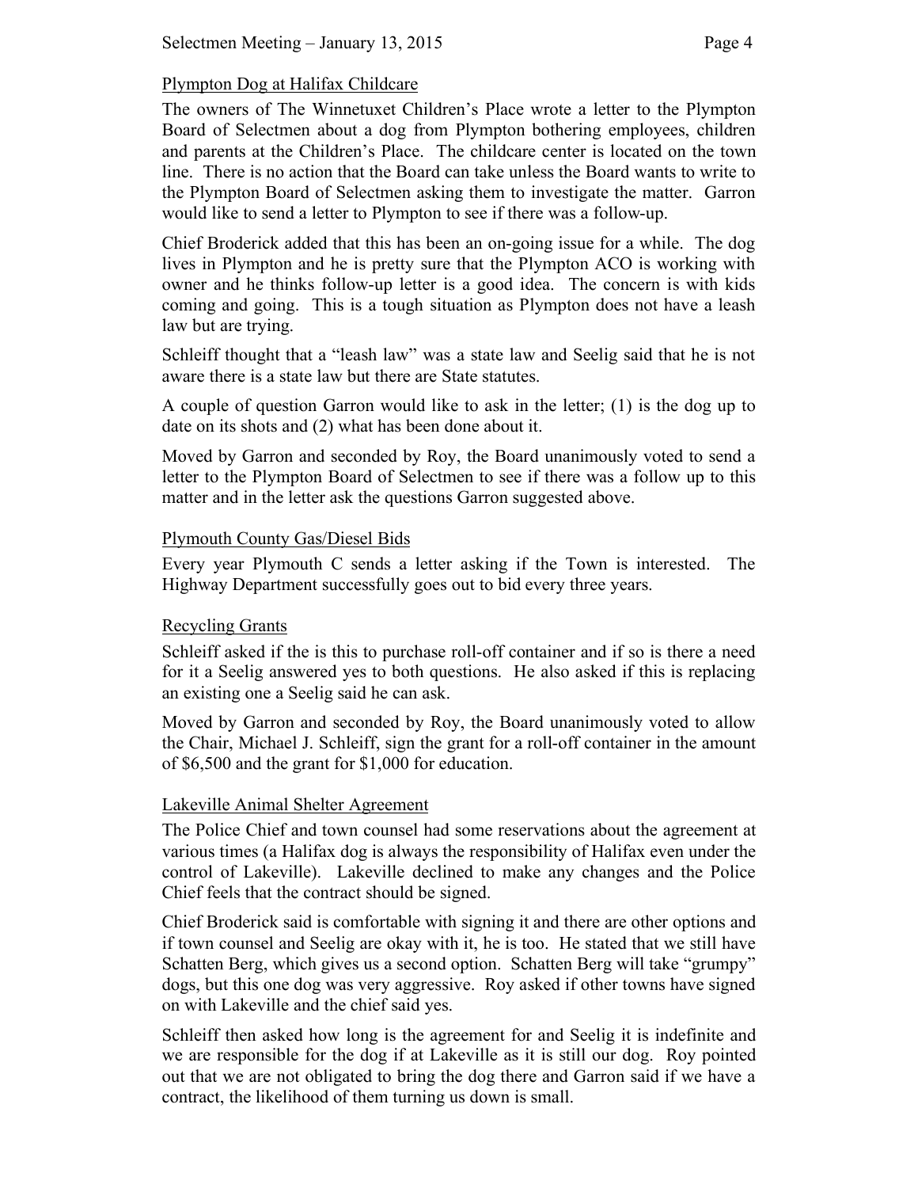Plympton Dog at Halifax Childcare

The owners of The Winnetuxet Children's Place wrote a letter to the Plympton Board of Selectmen about a dog from Plympton bothering employees, children and parents at the Children's Place. The childcare center is located on the town line. There is no action that the Board can take unless the Board wants to write to the Plympton Board of Selectmen asking them to investigate the matter. Garron would like to send a letter to Plympton to see if there was a follow-up.

Chief Broderick added that this has been an on-going issue for a while. The dog lives in Plympton and he is pretty sure that the Plympton ACO is working with owner and he thinks follow-up letter is a good idea. The concern is with kids coming and going. This is a tough situation as Plympton does not have a leash law but are trying.

Schleiff thought that a "leash law" was a state law and Seelig said that he is not aware there is a state law but there are State statutes.

A couple of question Garron would like to ask in the letter; (1) is the dog up to date on its shots and (2) what has been done about it.

Moved by Garron and seconded by Roy, the Board unanimously voted to send a letter to the Plympton Board of Selectmen to see if there was a follow up to this matter and in the letter ask the questions Garron suggested above.

Plymouth County Gas/Diesel Bids

Every year Plymouth C sends a letter asking if the Town is interested. The Highway Department successfully goes out to bid every three years.

Recycling Grants

Schleiff asked if the is this to purchase roll-off container and if so is there a need for it a Seelig answered yes to both questions. He also asked if this is replacing an existing one a Seelig said he can ask.

Moved by Garron and seconded by Roy, the Board unanimously voted to allow the Chair, Michael J. Schleiff, sign the grant for a roll-off container in the amount of $6,500 and the grant for $1,000 for education.

Lakeville Animal Shelter Agreement

The Police Chief and town counsel had some reservations about the agreement at various times (a Halifax dog is always the responsibility of Halifax even under the control of Lakeville). Lakeville declined to make any changes and the Police Chief feels that the contract should be signed.

Chief Broderick said is comfortable with signing it and there are other options and if town counsel and Seelig are okay with it, he is too. He stated that we still have Schatten Berg, which gives us a second option. Schatten Berg will take "grumpy" dogs, but this one dog was very aggressive. Roy asked if other towns have signed on with Lakeville and the chief said yes.

Schleiff then asked how long is the agreement for and Seelig it is indefinite and we are responsible for the dog if at Lakeville as it is still our dog. Roy pointed out that we are not obligated to bring the dog there and Garron said if we have a contract, the likelihood of them turning us down is small.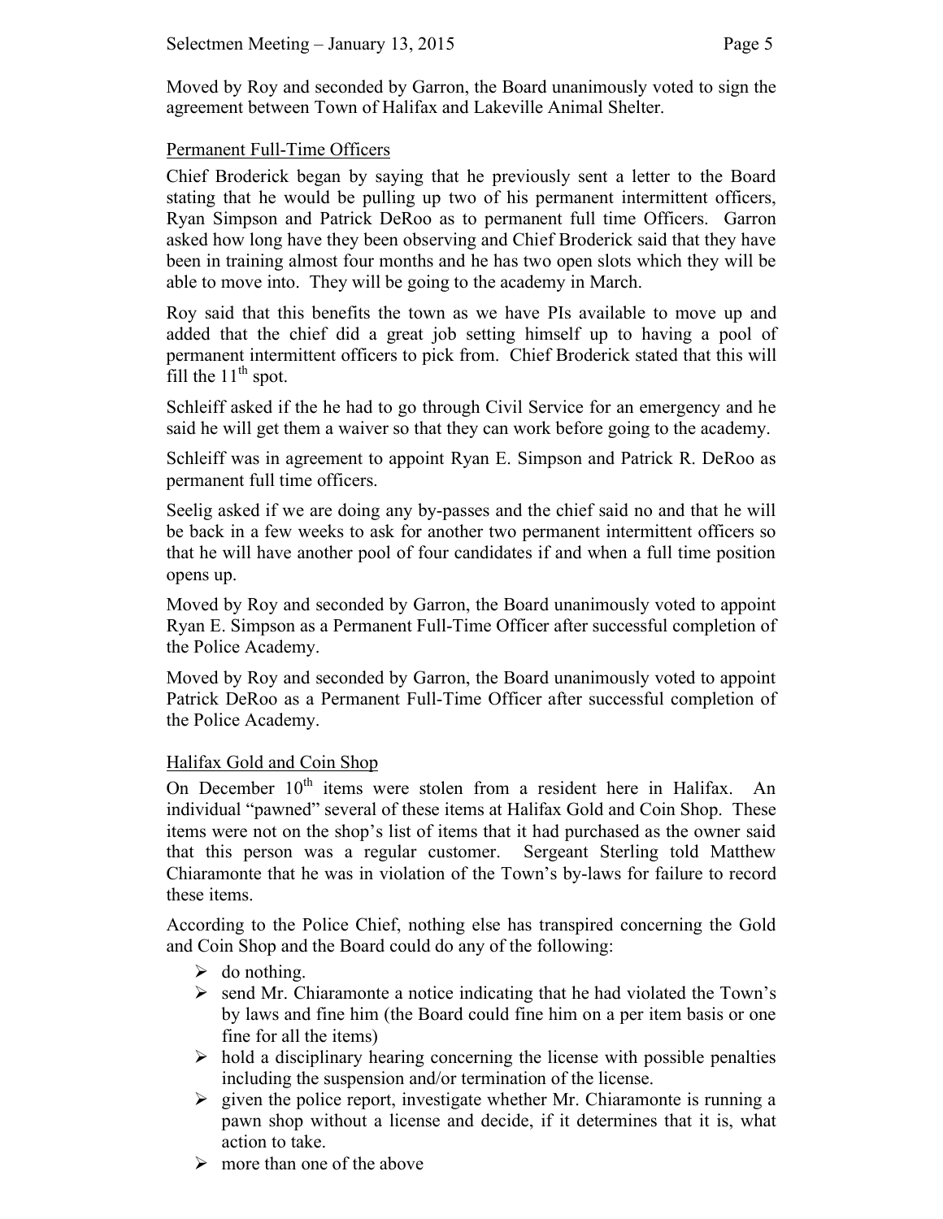Moved by Roy and seconded by Garron, the Board unanimously voted to sign the agreement between Town of Halifax and Lakeville Animal Shelter.

## Permanent Full-Time Officers

Chief Broderick began by saying that he previously sent a letter to the Board stating that he would be pulling up two of his permanent intermittent officers, Ryan Simpson and Patrick DeRoo as to permanent full time Officers. Garron asked how long have they been observing and Chief Broderick said that they have been in training almost four months and he has two open slots which they will be able to move into. They will be going to the academy in March.

Roy said that this benefits the town as we have PIs available to move up and added that the chief did a great job setting himself up to having a pool of permanent intermittent officers to pick from. Chief Broderick stated that this will fill the 11th spot.

Schleiff asked if the he had to go through Civil Service for an emergency and he said he will get them a waiver so that they can work before going to the academy.

Schleiff was in agreement to appoint Ryan E. Simpson and Patrick R. DeRoo as permanent full time officers.

Seelig asked if we are doing any by-passes and the chief said no and that he will be back in a few weeks to ask for another two permanent intermittent officers so that he will have another pool of four candidates if and when a full time position opens up.

Moved by Roy and seconded by Garron, the Board unanimously voted to appoint Ryan E. Simpson as a Permanent Full-Time Officer after successful completion of the Police Academy.

Moved by Roy and seconded by Garron, the Board unanimously voted to appoint Patrick DeRoo as a Permanent Full-Time Officer after successful completion of the Police Academy.

## Halifax Gold and Coin Shop

On December 10th items were stolen from a resident here in Halifax. An individual "pawned" several of these items at Halifax Gold and Coin Shop. These items were not on the shop's list of items that it had purchased as the owner said that this person was a regular customer. Sergeant Sterling told Matthew Chiaramonte that he was in violation of the Town's by-laws for failure to record these items.

According to the Police Chief, nothing else has transpired concerning the Gold and Coin Shop and the Board could do any of the following:

- do nothing.
- send Mr. Chiaramonte a notice indicating that he had violated the Town's by laws and fine him (the Board could fine him on a per item basis or one fine for all the items)
- hold a disciplinary hearing concerning the license with possible penalties including the suspension and/or termination of the license.
- given the police report, investigate whether Mr. Chiaramonte is running a pawn shop without a license and decide, if it determines that it is, what action to take.
- more than one of the above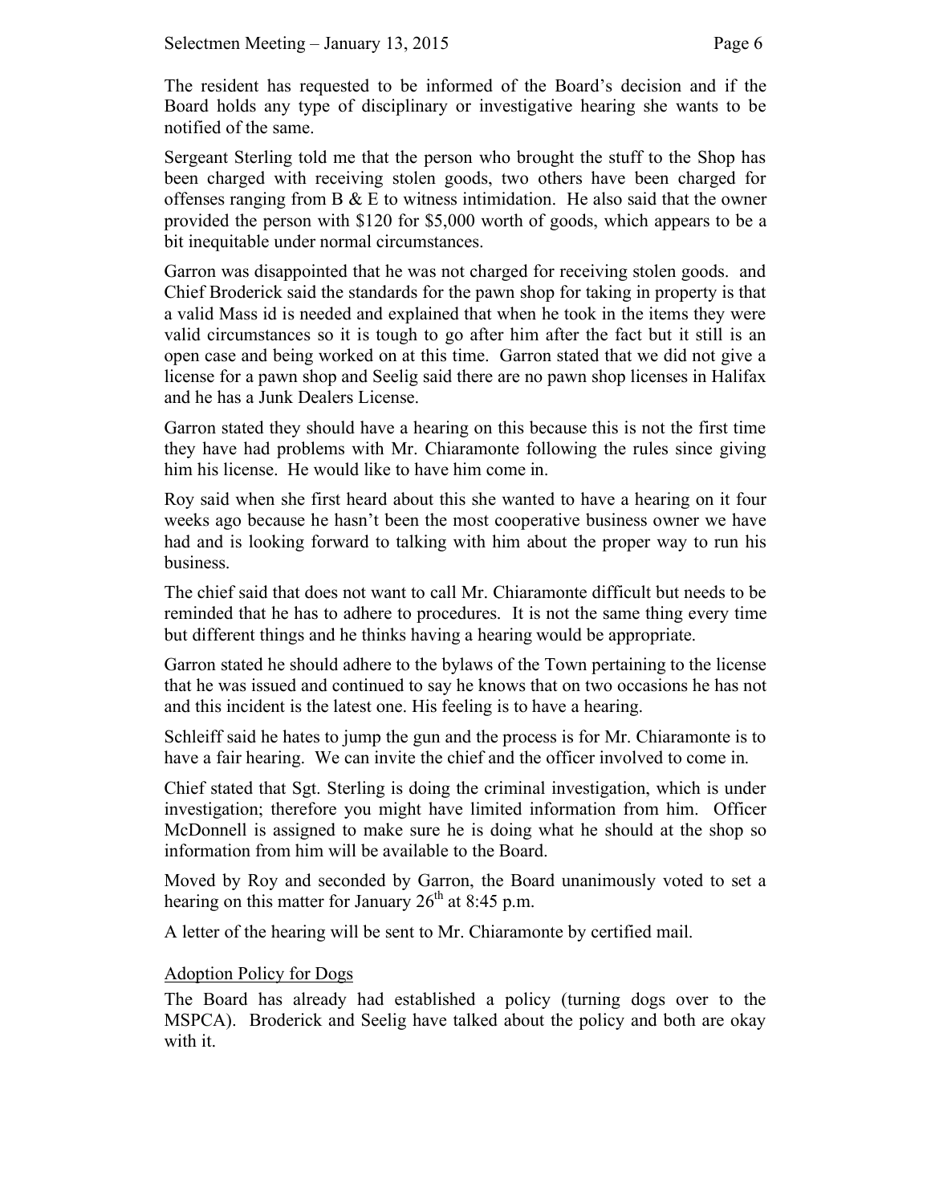The resident has requested to be informed of the Board's decision and if the Board holds any type of disciplinary or investigative hearing she wants to be notified of the same.

Sergeant Sterling told me that the person who brought the stuff to the Shop has been charged with receiving stolen goods, two others have been charged for offenses ranging from B & E to witness intimidation. He also said that the owner provided the person with $120 for $5,000 worth of goods, which appears to be a bit inequitable under normal circumstances.

Garron was disappointed that he was not charged for receiving stolen goods. and Chief Broderick said the standards for the pawn shop for taking in property is that a valid Mass id is needed and explained that when he took in the items they were valid circumstances so it is tough to go after him after the fact but it still is an open case and being worked on at this time. Garron stated that we did not give a license for a pawn shop and Seelig said there are no pawn shop licenses in Halifax and he has a Junk Dealers License.

Garron stated they should have a hearing on this because this is not the first time they have had problems with Mr. Chiaramonte following the rules since giving him his license. He would like to have him come in.

Roy said when she first heard about this she wanted to have a hearing on it four weeks ago because he hasn't been the most cooperative business owner we have had and is looking forward to talking with him about the proper way to run his business.

The chief said that does not want to call Mr. Chiaramonte difficult but needs to be reminded that he has to adhere to procedures. It is not the same thing every time but different things and he thinks having a hearing would be appropriate.

Garron stated he should adhere to the bylaws of the Town pertaining to the license that he was issued and continued to say he knows that on two occasions he has not and this incident is the latest one. His feeling is to have a hearing.

Schleiff said he hates to jump the gun and the process is for Mr. Chiaramonte is to have a fair hearing. We can invite the chief and the officer involved to come in.

Chief stated that Sgt. Sterling is doing the criminal investigation, which is under investigation; therefore you might have limited information from him. Officer McDonnell is assigned to make sure he is doing what he should at the shop so information from him will be available to the Board.

Moved by Roy and seconded by Garron, the Board unanimously voted to set a hearing on this matter for January 26th at 8:45 p.m.

A letter of the hearing will be sent to Mr. Chiaramonte by certified mail.

## Adoption Policy for Dogs

The Board has already had established a policy (turning dogs over to the MSPCA). Broderick and Seelig have talked about the policy and both are okay with it.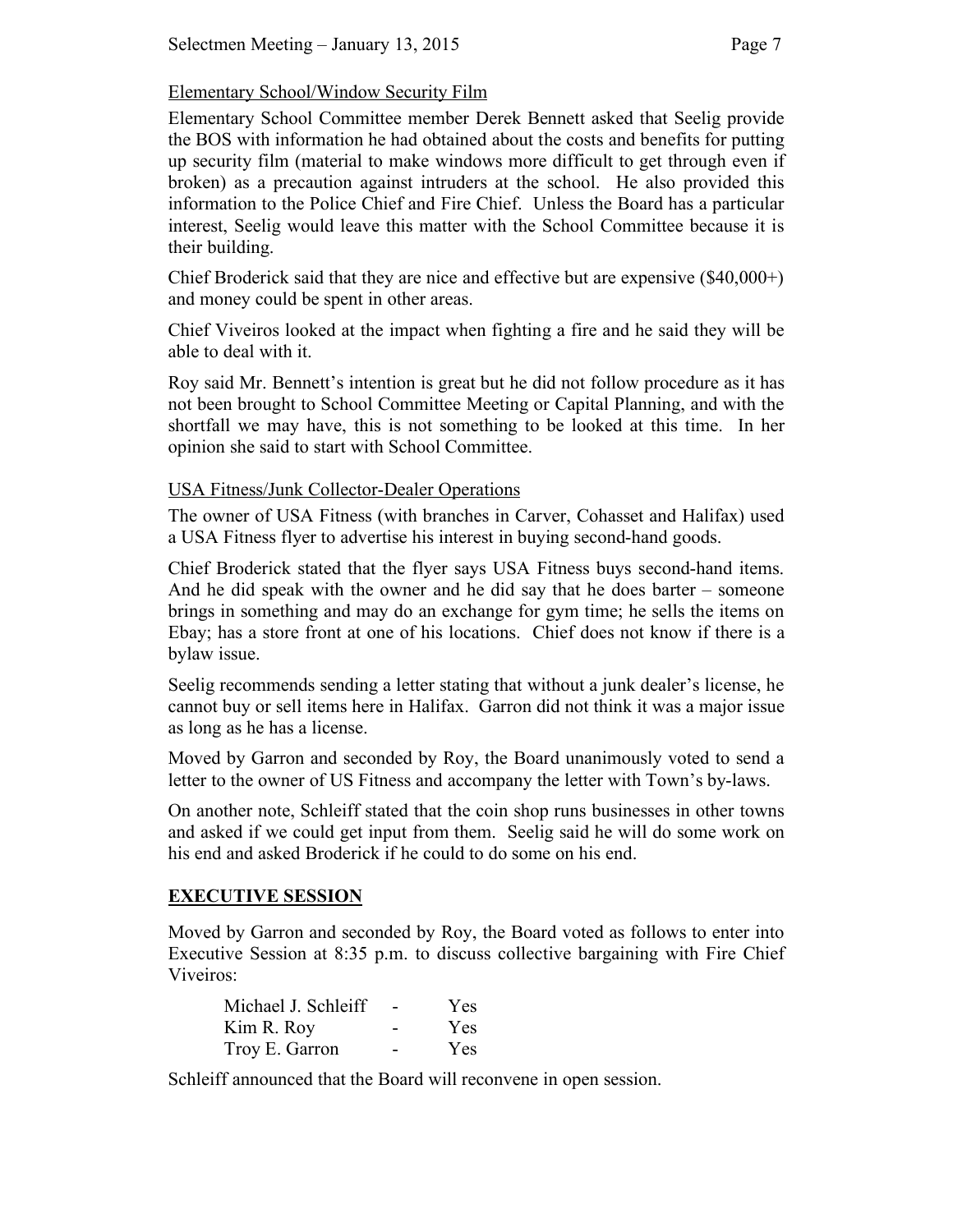Elementary School/Window Security Film

Elementary School Committee member Derek Bennett asked that Seelig provide the BOS with information he had obtained about the costs and benefits for putting up security film (material to make windows more difficult to get through even if broken) as a precaution against intruders at the school. He also provided this information to the Police Chief and Fire Chief. Unless the Board has a particular interest, Seelig would leave this matter with the School Committee because it is their building.

Chief Broderick said that they are nice and effective but are expensive ($40,000+) and money could be spent in other areas.

Chief Viveiros looked at the impact when fighting a fire and he said they will be able to deal with it.

Roy said Mr. Bennett's intention is great but he did not follow procedure as it has not been brought to School Committee Meeting or Capital Planning, and with the shortfall we may have, this is not something to be looked at this time. In her opinion she said to start with School Committee.

USA Fitness/Junk Collector-Dealer Operations

The owner of USA Fitness (with branches in Carver, Cohasset and Halifax) used a USA Fitness flyer to advertise his interest in buying second-hand goods.

Chief Broderick stated that the flyer says USA Fitness buys second-hand items. And he did speak with the owner and he did say that he does barter – someone brings in something and may do an exchange for gym time; he sells the items on Ebay; has a store front at one of his locations. Chief does not know if there is a bylaw issue.

Seelig recommends sending a letter stating that without a junk dealer's license, he cannot buy or sell items here in Halifax. Garron did not think it was a major issue as long as he has a license.

Moved by Garron and seconded by Roy, the Board unanimously voted to send a letter to the owner of US Fitness and accompany the letter with Town's by-laws.

On another note, Schleiff stated that the coin shop runs businesses in other towns and asked if we could get input from them. Seelig said he will do some work on his end and asked Broderick if he could to do some on his end.

## EXECUTIVE SESSION

Moved by Garron and seconded by Roy, the Board voted as follows to enter into Executive Session at 8:35 p.m. to discuss collective bargaining with Fire Chief Viveiros:

| | | |
|---|---|---|
| Michael J. Schleiff | - | Yes |
| Kim R. Roy | - | Yes |
| Troy E. Garron | - | Yes |

Schleiff announced that the Board will reconvene in open session.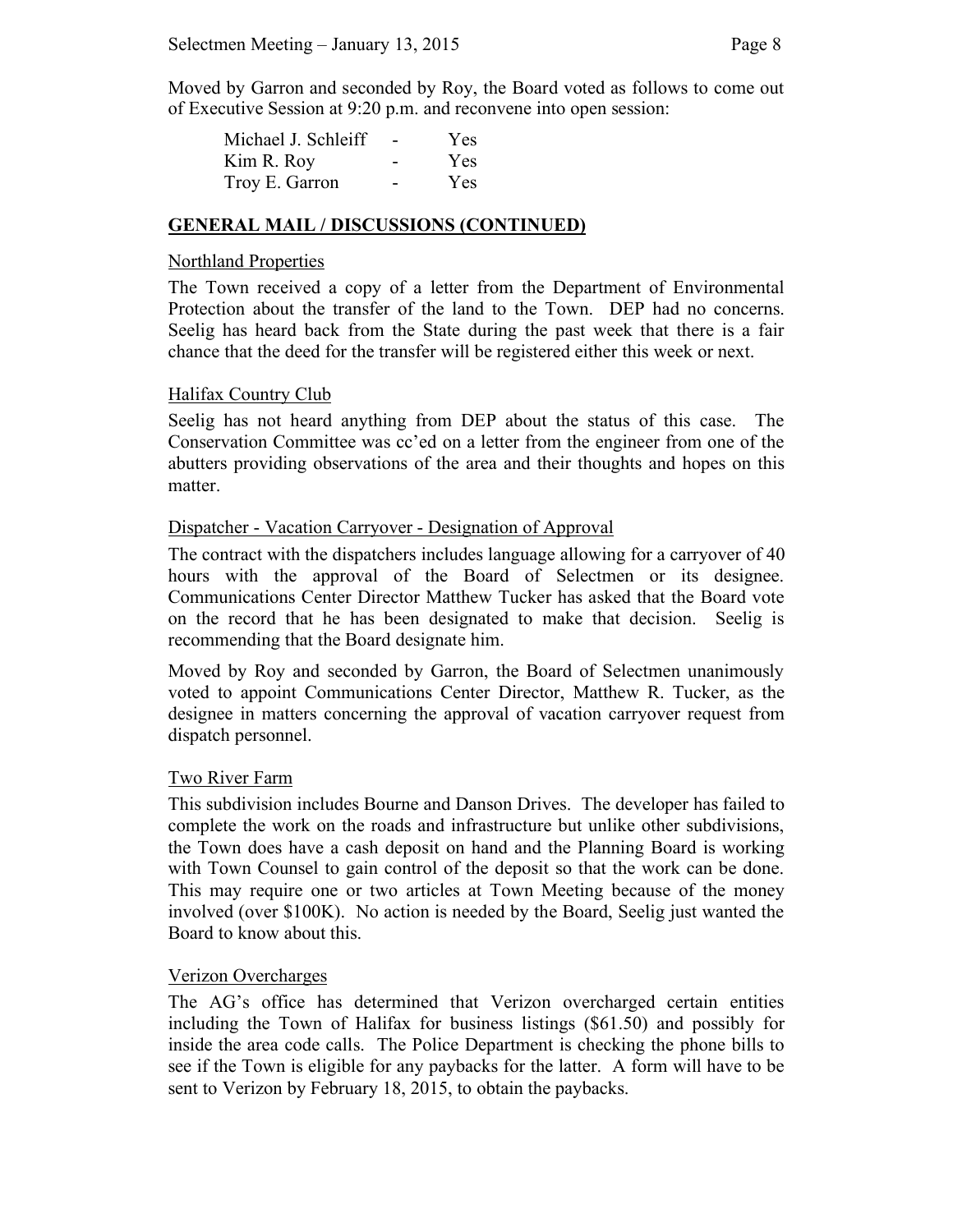Moved by Garron and seconded by Roy, the Board voted as follows to come out of Executive Session at 9:20 p.m. and reconvene into open session:

| | | |
|---|---|---|
| Michael J. Schleiff | - | Yes |
| Kim R. Roy | - | Yes |
| Troy E. Garron | - | Yes |

**GENERAL MAIL / DISCUSSIONS (CONTINUED)**

Northland Properties

The Town received a copy of a letter from the Department of Environmental Protection about the transfer of the land to the Town. DEP had no concerns. Seelig has heard back from the State during the past week that there is a fair chance that the deed for the transfer will be registered either this week or next.

Halifax Country Club

Seelig has not heard anything from DEP about the status of this case. The Conservation Committee was cc'ed on a letter from the engineer from one of the abutters providing observations of the area and their thoughts and hopes on this matter.

Dispatcher - Vacation Carryover - Designation of Approval

The contract with the dispatchers includes language allowing for a carryover of 40 hours with the approval of the Board of Selectmen or its designee. Communications Center Director Matthew Tucker has asked that the Board vote on the record that he has been designated to make that decision. Seelig is recommending that the Board designate him.

Moved by Roy and seconded by Garron, the Board of Selectmen unanimously voted to appoint Communications Center Director, Matthew R. Tucker, as the designee in matters concerning the approval of vacation carryover request from dispatch personnel.

Two River Farm

This subdivision includes Bourne and Danson Drives. The developer has failed to complete the work on the roads and infrastructure but unlike other subdivisions, the Town does have a cash deposit on hand and the Planning Board is working with Town Counsel to gain control of the deposit so that the work can be done. This may require one or two articles at Town Meeting because of the money involved (over $100K). No action is needed by the Board, Seelig just wanted the Board to know about this.

Verizon Overcharges

The AG's office has determined that Verizon overcharged certain entities including the Town of Halifax for business listings ($61.50) and possibly for inside the area code calls. The Police Department is checking the phone bills to see if the Town is eligible for any paybacks for the latter. A form will have to be sent to Verizon by February 18, 2015, to obtain the paybacks.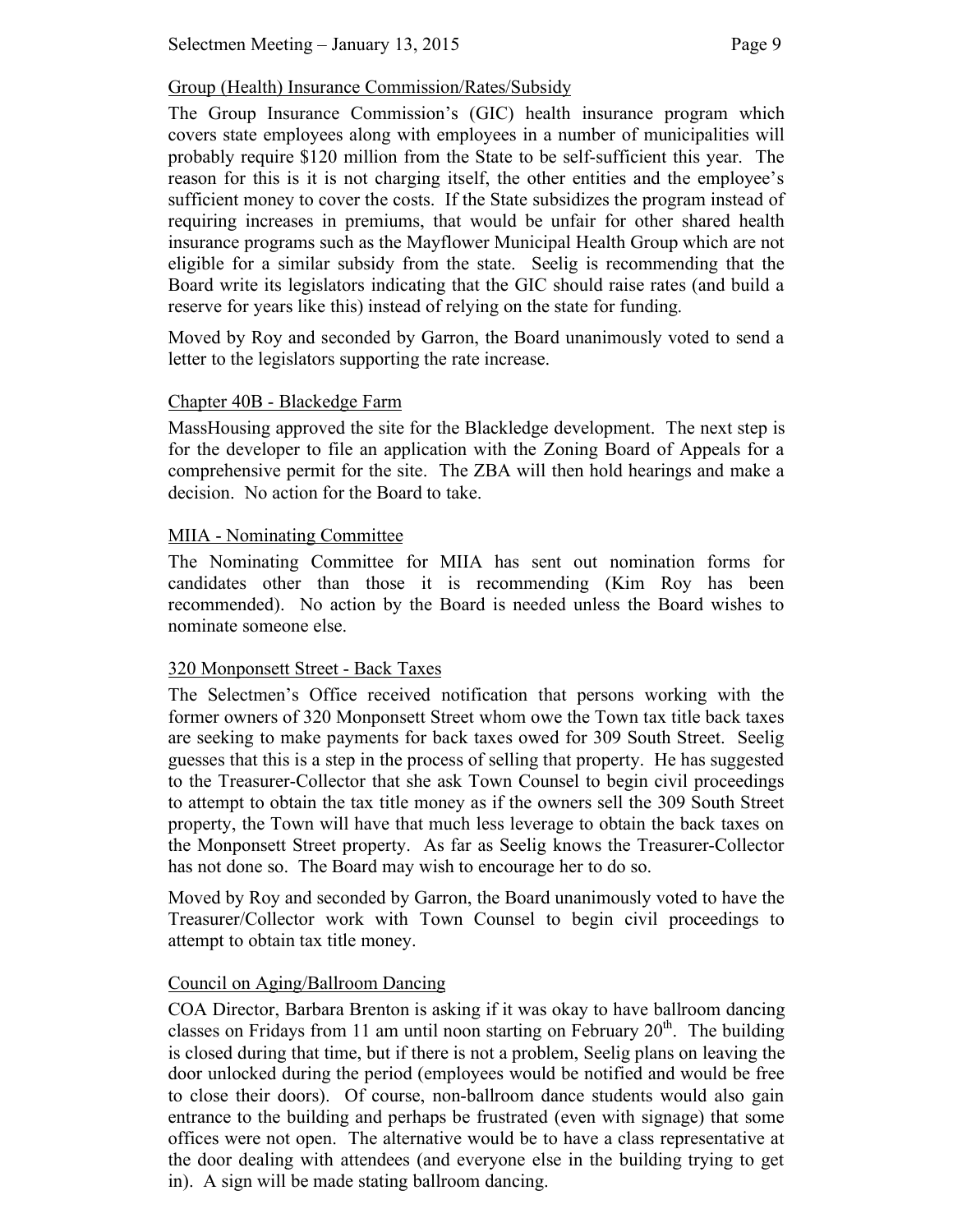Group (Health) Insurance Commission/Rates/Subsidy

The Group Insurance Commission's (GIC) health insurance program which covers state employees along with employees in a number of municipalities will probably require $120 million from the State to be self-sufficient this year. The reason for this is it is not charging itself, the other entities and the employee's sufficient money to cover the costs. If the State subsidizes the program instead of requiring increases in premiums, that would be unfair for other shared health insurance programs such as the Mayflower Municipal Health Group which are not eligible for a similar subsidy from the state. Seelig is recommending that the Board write its legislators indicating that the GIC should raise rates (and build a reserve for years like this) instead of relying on the state for funding.

Moved by Roy and seconded by Garron, the Board unanimously voted to send a letter to the legislators supporting the rate increase.

Chapter 40B - Blackedge Farm

MassHousing approved the site for the Blackledge development. The next step is for the developer to file an application with the Zoning Board of Appeals for a comprehensive permit for the site. The ZBA will then hold hearings and make a decision. No action for the Board to take.

MIIA - Nominating Committee

The Nominating Committee for MIIA has sent out nomination forms for candidates other than those it is recommending (Kim Roy has been recommended). No action by the Board is needed unless the Board wishes to nominate someone else.

320 Monponsett Street - Back Taxes

The Selectmen's Office received notification that persons working with the former owners of 320 Monponsett Street whom owe the Town tax title back taxes are seeking to make payments for back taxes owed for 309 South Street. Seelig guesses that this is a step in the process of selling that property. He has suggested to the Treasurer-Collector that she ask Town Counsel to begin civil proceedings to attempt to obtain the tax title money as if the owners sell the 309 South Street property, the Town will have that much less leverage to obtain the back taxes on the Monponsett Street property. As far as Seelig knows the Treasurer-Collector has not done so. The Board may wish to encourage her to do so.

Moved by Roy and seconded by Garron, the Board unanimously voted to have the Treasurer/Collector work with Town Counsel to begin civil proceedings to attempt to obtain tax title money.

Council on Aging/Ballroom Dancing

COA Director, Barbara Brenton is asking if it was okay to have ballroom dancing classes on Fridays from 11 am until noon starting on February 20th. The building is closed during that time, but if there is not a problem, Seelig plans on leaving the door unlocked during the period (employees would be notified and would be free to close their doors). Of course, non-ballroom dance students would also gain entrance to the building and perhaps be frustrated (even with signage) that some offices were not open. The alternative would be to have a class representative at the door dealing with attendees (and everyone else in the building trying to get in). A sign will be made stating ballroom dancing.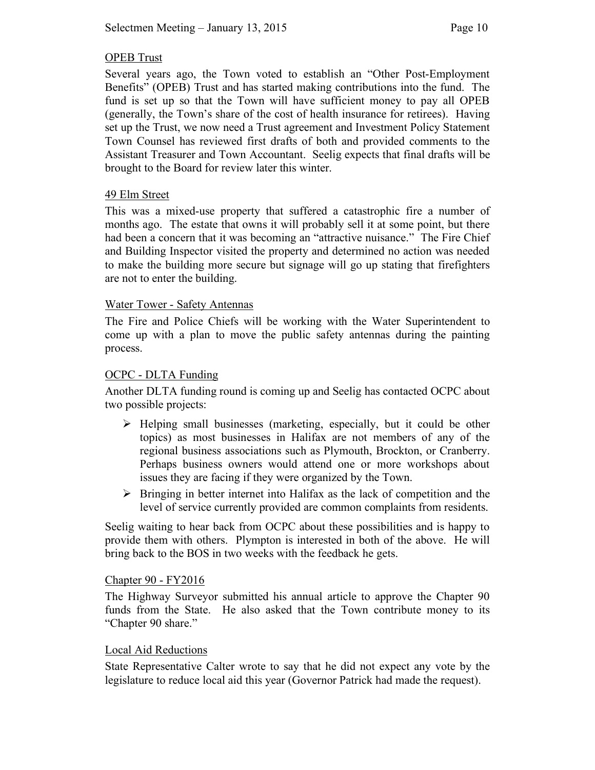<u>OPEB Trust</u>

Several years ago, the Town voted to establish an "Other Post-Employment Benefits" (OPEB) Trust and has started making contributions into the fund. The fund is set up so that the Town will have sufficient money to pay all OPEB (generally, the Town's share of the cost of health insurance for retirees). Having set up the Trust, we now need a Trust agreement and Investment Policy Statement Town Counsel has reviewed first drafts of both and provided comments to the Assistant Treasurer and Town Accountant. Seelig expects that final drafts will be brought to the Board for review later this winter.

<u>49 Elm Street</u>

This was a mixed-use property that suffered a catastrophic fire a number of months ago. The estate that owns it will probably sell it at some point, but there had been a concern that it was becoming an "attractive nuisance." The Fire Chief and Building Inspector visited the property and determined no action was needed to make the building more secure but signage will go up stating that firefighters are not to enter the building.

<u>Water Tower - Safety Antennas</u>

The Fire and Police Chiefs will be working with the Water Superintendent to come up with a plan to move the public safety antennas during the painting process.

<u>OCPC - DLTA Funding</u>

Another DLTA funding round is coming up and Seelig has contacted OCPC about two possible projects:

- Helping small businesses (marketing, especially, but it could be other topics) as most businesses in Halifax are not members of any of the regional business associations such as Plymouth, Brockton, or Cranberry. Perhaps business owners would attend one or more workshops about issues they are facing if they were organized by the Town.
- Bringing in better internet into Halifax as the lack of competition and the level of service currently provided are common complaints from residents.

Seelig waiting to hear back from OCPC about these possibilities and is happy to provide them with others. Plympton is interested in both of the above. He will bring back to the BOS in two weeks with the feedback he gets.

<u>Chapter 90 - FY2016</u>

The Highway Surveyor submitted his annual article to approve the Chapter 90 funds from the State. He also asked that the Town contribute money to its "Chapter 90 share."

<u>Local Aid Reductions</u>

State Representative Calter wrote to say that he did not expect any vote by the legislature to reduce local aid this year (Governor Patrick had made the request).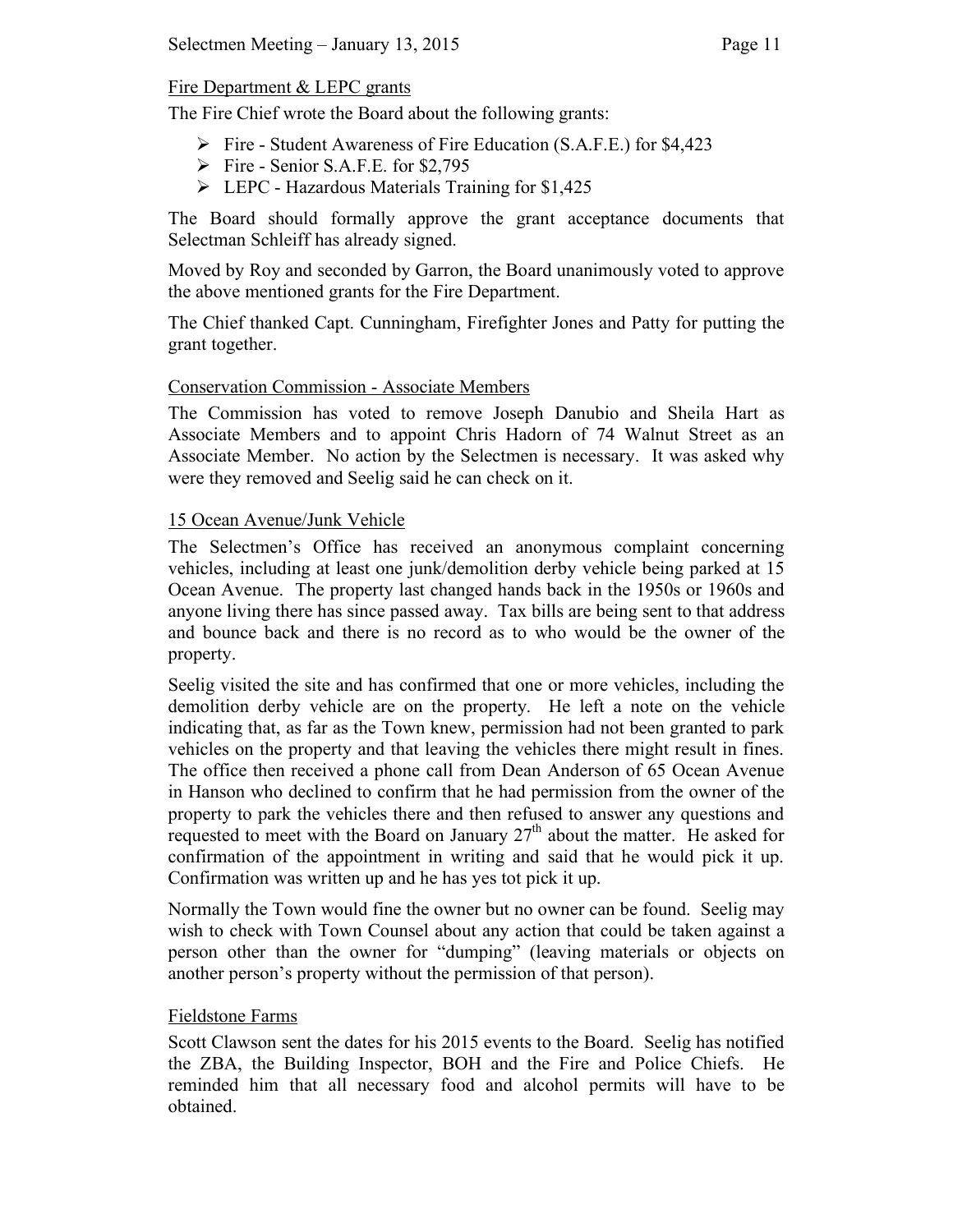Fire Department & LEPC grants

The Fire Chief wrote the Board about the following grants:

- Fire - Student Awareness of Fire Education (S.A.F.E.) for $4,423
- Fire - Senior S.A.F.E. for $2,795
- LEPC - Hazardous Materials Training for $1,425

The Board should formally approve the grant acceptance documents that Selectman Schleiff has already signed.

Moved by Roy and seconded by Garron, the Board unanimously voted to approve the above mentioned grants for the Fire Department.

The Chief thanked Capt. Cunningham, Firefighter Jones and Patty for putting the grant together.

Conservation Commission - Associate Members

The Commission has voted to remove Joseph Danubio and Sheila Hart as Associate Members and to appoint Chris Hadorn of 74 Walnut Street as an Associate Member. No action by the Selectmen is necessary. It was asked why were they removed and Seelig said he can check on it.

15 Ocean Avenue/Junk Vehicle

The Selectmen's Office has received an anonymous complaint concerning vehicles, including at least one junk/demolition derby vehicle being parked at 15 Ocean Avenue. The property last changed hands back in the 1950s or 1960s and anyone living there has since passed away. Tax bills are being sent to that address and bounce back and there is no record as to who would be the owner of the property.

Seelig visited the site and has confirmed that one or more vehicles, including the demolition derby vehicle are on the property. He left a note on the vehicle indicating that, as far as the Town knew, permission had not been granted to park vehicles on the property and that leaving the vehicles there might result in fines. The office then received a phone call from Dean Anderson of 65 Ocean Avenue in Hanson who declined to confirm that he had permission from the owner of the property to park the vehicles there and then refused to answer any questions and requested to meet with the Board on January 27th about the matter. He asked for confirmation of the appointment in writing and said that he would pick it up. Confirmation was written up and he has yes tot pick it up.

Normally the Town would fine the owner but no owner can be found. Seelig may wish to check with Town Counsel about any action that could be taken against a person other than the owner for "dumping" (leaving materials or objects on another person's property without the permission of that person).

Fieldstone Farms

Scott Clawson sent the dates for his 2015 events to the Board. Seelig has notified the ZBA, the Building Inspector, BOH and the Fire and Police Chiefs. He reminded him that all necessary food and alcohol permits will have to be obtained.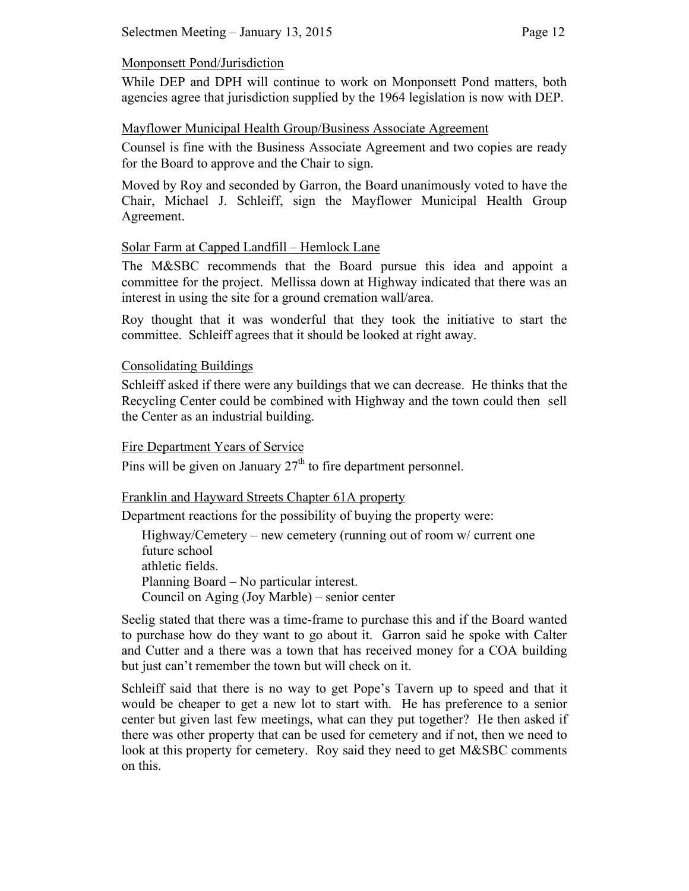Monponsett Pond/Jurisdiction

While DEP and DPH will continue to work on Monponsett Pond matters, both agencies agree that jurisdiction supplied by the 1964 legislation is now with DEP.

Mayflower Municipal Health Group/Business Associate Agreement

Counsel is fine with the Business Associate Agreement and two copies are ready for the Board to approve and the Chair to sign.

Moved by Roy and seconded by Garron, the Board unanimously voted to have the Chair, Michael J. Schleiff, sign the Mayflower Municipal Health Group Agreement.

Solar Farm at Capped Landfill – Hemlock Lane

The M&SBC recommends that the Board pursue this idea and appoint a committee for the project. Mellissa down at Highway indicated that there was an interest in using the site for a ground cremation wall/area.

Roy thought that it was wonderful that they took the initiative to start the committee. Schleiff agrees that it should be looked at right away.

Consolidating Buildings

Schleiff asked if there were any buildings that we can decrease. He thinks that the Recycling Center could be combined with Highway and the town could then sell the Center as an industrial building.

Fire Department Years of Service

Pins will be given on January 27th to fire department personnel.

Franklin and Hayward Streets Chapter 61A property

Department reactions for the possibility of buying the property were:

Highway/Cemetery – new cemetery (running out of room w/ current one
future school
athletic fields.
Planning Board – No particular interest.
Council on Aging (Joy Marble) – senior center

Seelig stated that there was a time-frame to purchase this and if the Board wanted to purchase how do they want to go about it. Garron said he spoke with Calter and Cutter and a there was a town that has received money for a COA building but just can't remember the town but will check on it.

Schleiff said that there is no way to get Pope's Tavern up to speed and that it would be cheaper to get a new lot to start with. He has preference to a senior center but given last few meetings, what can they put together? He then asked if there was other property that can be used for cemetery and if not, then we need to look at this property for cemetery. Roy said they need to get M&SBC comments on this.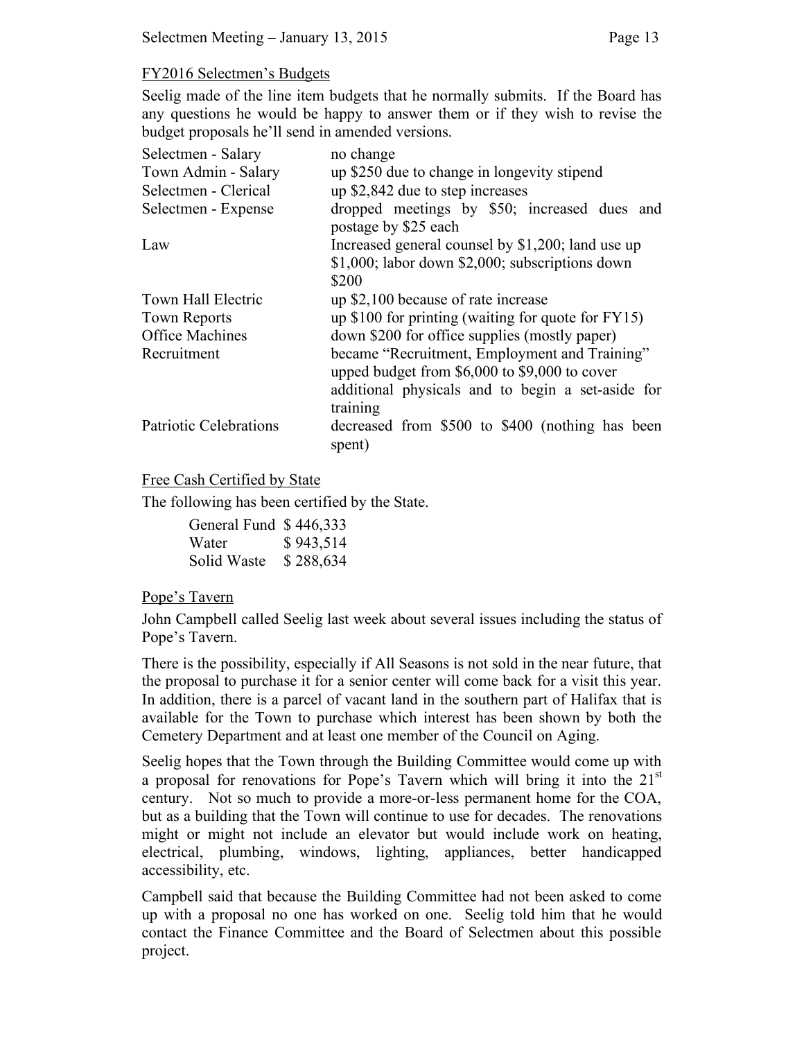FY2016 Selectmen's Budgets

Seelig made of the line item budgets that he normally submits. If the Board has any questions he would be happy to answer them or if they wish to revise the budget proposals he'll send in amended versions.

| | |
|---|---|
| Selectmen - Salary | no change |
| Town Admin - Salary | up $250 due to change in longevity stipend |
| Selectmen - Clerical | up $2,842 due to step increases |
| Selectmen - Expense | dropped meetings by $50; increased dues and postage by $25 each |
| Law | Increased general counsel by $1,200; land use up $1,000; labor down $2,000; subscriptions down $200 |
| Town Hall Electric | up $2,100 because of rate increase |
| Town Reports | up $100 for printing (waiting for quote for FY15) |
| Office Machines | down $200 for office supplies (mostly paper) |
| Recruitment | became "Recruitment, Employment and Training" upped budget from $6,000 to $9,000 to cover additional physicals and to begin a set-aside for training |
| Patriotic Celebrations | decreased from $500 to $400 (nothing has been spent) |

Free Cash Certified by State

The following has been certified by the State.

| | |
|---|---|
| General Fund | $ 446,333 |
| Water | $ 943,514 |
| Solid Waste | $ 288,634 |

Pope's Tavern

John Campbell called Seelig last week about several issues including the status of Pope's Tavern.

There is the possibility, especially if All Seasons is not sold in the near future, that the proposal to purchase it for a senior center will come back for a visit this year. In addition, there is a parcel of vacant land in the southern part of Halifax that is available for the Town to purchase which interest has been shown by both the Cemetery Department and at least one member of the Council on Aging.

Seelig hopes that the Town through the Building Committee would come up with a proposal for renovations for Pope's Tavern which will bring it into the 21st century. Not so much to provide a more-or-less permanent home for the COA, but as a building that the Town will continue to use for decades. The renovations might or might not include an elevator but would include work on heating, electrical, plumbing, windows, lighting, appliances, better handicapped accessibility, etc.

Campbell said that because the Building Committee had not been asked to come up with a proposal no one has worked on one. Seelig told him that he would contact the Finance Committee and the Board of Selectmen about this possible project.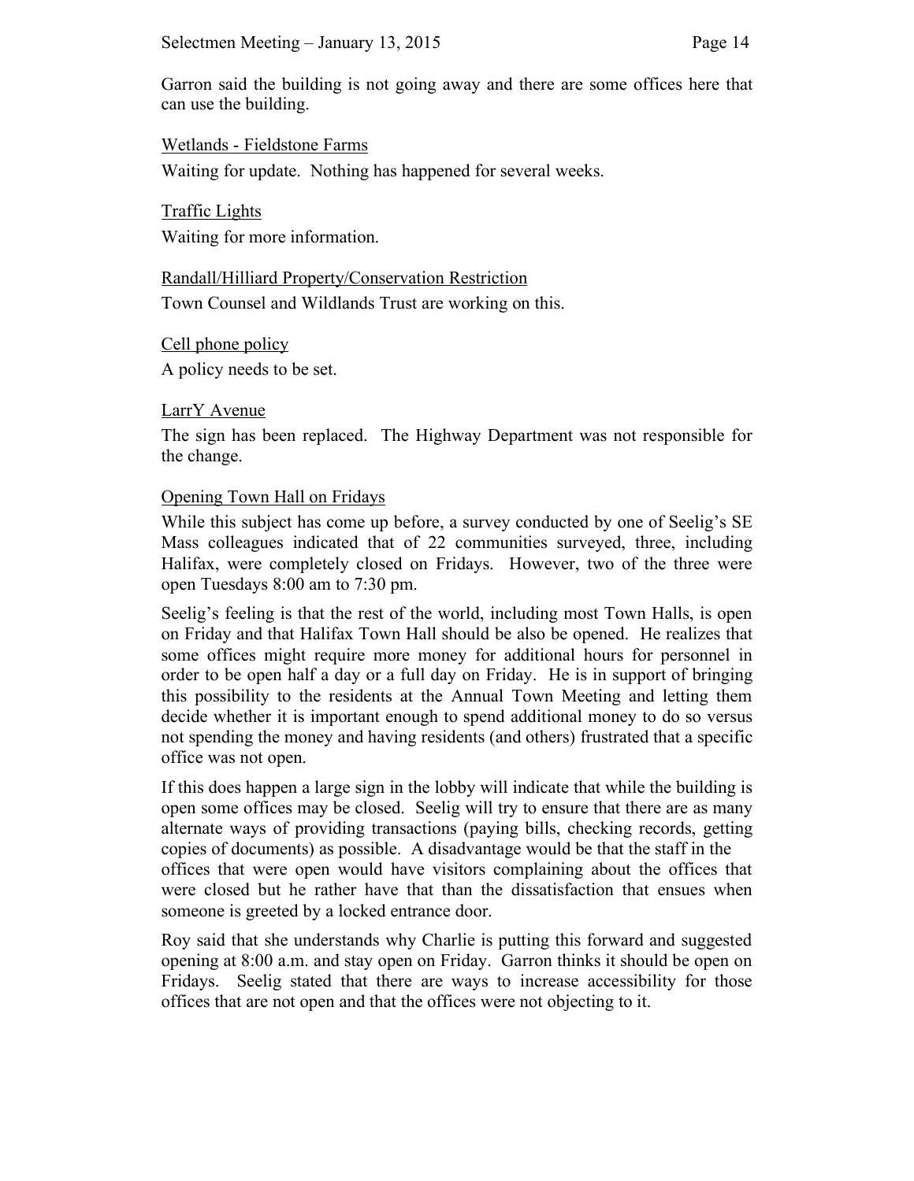Garron said the building is not going away and there are some offices here that can use the building.

<u>Wetlands - Fieldstone Farms</u>

Waiting for update. Nothing has happened for several weeks.

<u>Traffic Lights</u>

Waiting for more information.

<u>Randall/Hilliard Property/Conservation Restriction</u>

Town Counsel and Wildlands Trust are working on this.

<u>Cell phone policy</u>

A policy needs to be set.

<u>LarrY Avenue</u>

The sign has been replaced. The Highway Department was not responsible for the change.

<u>Opening Town Hall on Fridays</u>

While this subject has come up before, a survey conducted by one of Seelig's SE Mass colleagues indicated that of 22 communities surveyed, three, including Halifax, were completely closed on Fridays. However, two of the three were open Tuesdays 8:00 am to 7:30 pm.

Seelig's feeling is that the rest of the world, including most Town Halls, is open on Friday and that Halifax Town Hall should be also be opened. He realizes that some offices might require more money for additional hours for personnel in order to be open half a day or a full day on Friday. He is in support of bringing this possibility to the residents at the Annual Town Meeting and letting them decide whether it is important enough to spend additional money to do so versus not spending the money and having residents (and others) frustrated that a specific office was not open.

If this does happen a large sign in the lobby will indicate that while the building is open some offices may be closed. Seelig will try to ensure that there are as many alternate ways of providing transactions (paying bills, checking records, getting copies of documents) as possible. A disadvantage would be that the staff in the offices that were open would have visitors complaining about the offices that were closed but he rather have that than the dissatisfaction that ensues when someone is greeted by a locked entrance door.

Roy said that she understands why Charlie is putting this forward and suggested opening at 8:00 a.m. and stay open on Friday. Garron thinks it should be open on Fridays. Seelig stated that there are ways to increase accessibility for those offices that are not open and that the offices were not objecting to it.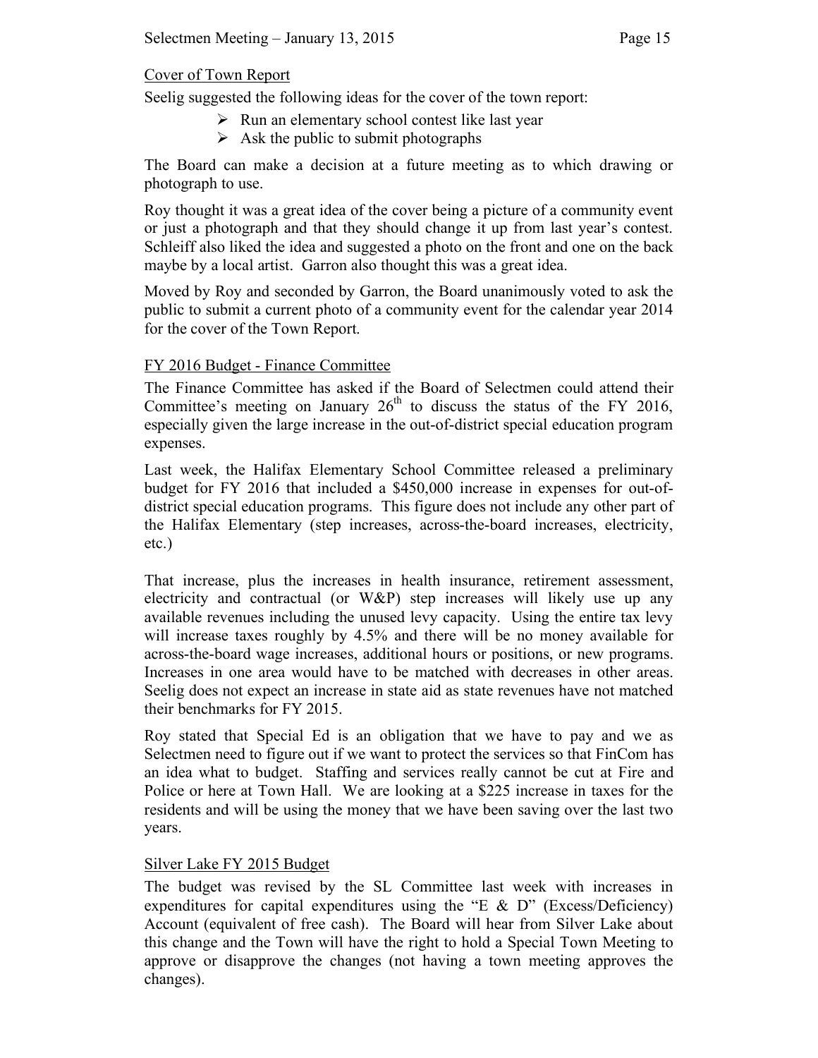## Cover of Town Report

Seelig suggested the following ideas for the cover of the town report:

- Run an elementary school contest like last year
- Ask the public to submit photographs

The Board can make a decision at a future meeting as to which drawing or photograph to use.

Roy thought it was a great idea of the cover being a picture of a community event or just a photograph and that they should change it up from last year's contest. Schleiff also liked the idea and suggested a photo on the front and one on the back maybe by a local artist. Garron also thought this was a great idea.

Moved by Roy and seconded by Garron, the Board unanimously voted to ask the public to submit a current photo of a community event for the calendar year 2014 for the cover of the Town Report.

## FY 2016 Budget - Finance Committee

The Finance Committee has asked if the Board of Selectmen could attend their Committee's meeting on January 26th to discuss the status of the FY 2016, especially given the large increase in the out-of-district special education program expenses.

Last week, the Halifax Elementary School Committee released a preliminary budget for FY 2016 that included a $450,000 increase in expenses for out-of-district special education programs. This figure does not include any other part of the Halifax Elementary (step increases, across-the-board increases, electricity, etc.)

That increase, plus the increases in health insurance, retirement assessment, electricity and contractual (or W&P) step increases will likely use up any available revenues including the unused levy capacity. Using the entire tax levy will increase taxes roughly by 4.5% and there will be no money available for across-the-board wage increases, additional hours or positions, or new programs. Increases in one area would have to be matched with decreases in other areas. Seelig does not expect an increase in state aid as state revenues have not matched their benchmarks for FY 2015.

Roy stated that Special Ed is an obligation that we have to pay and we as Selectmen need to figure out if we want to protect the services so that FinCom has an idea what to budget. Staffing and services really cannot be cut at Fire and Police or here at Town Hall. We are looking at a $225 increase in taxes for the residents and will be using the money that we have been saving over the last two years.

## Silver Lake FY 2015 Budget

The budget was revised by the SL Committee last week with increases in expenditures for capital expenditures using the "E & D" (Excess/Deficiency) Account (equivalent of free cash). The Board will hear from Silver Lake about this change and the Town will have the right to hold a Special Town Meeting to approve or disapprove the changes (not having a town meeting approves the changes).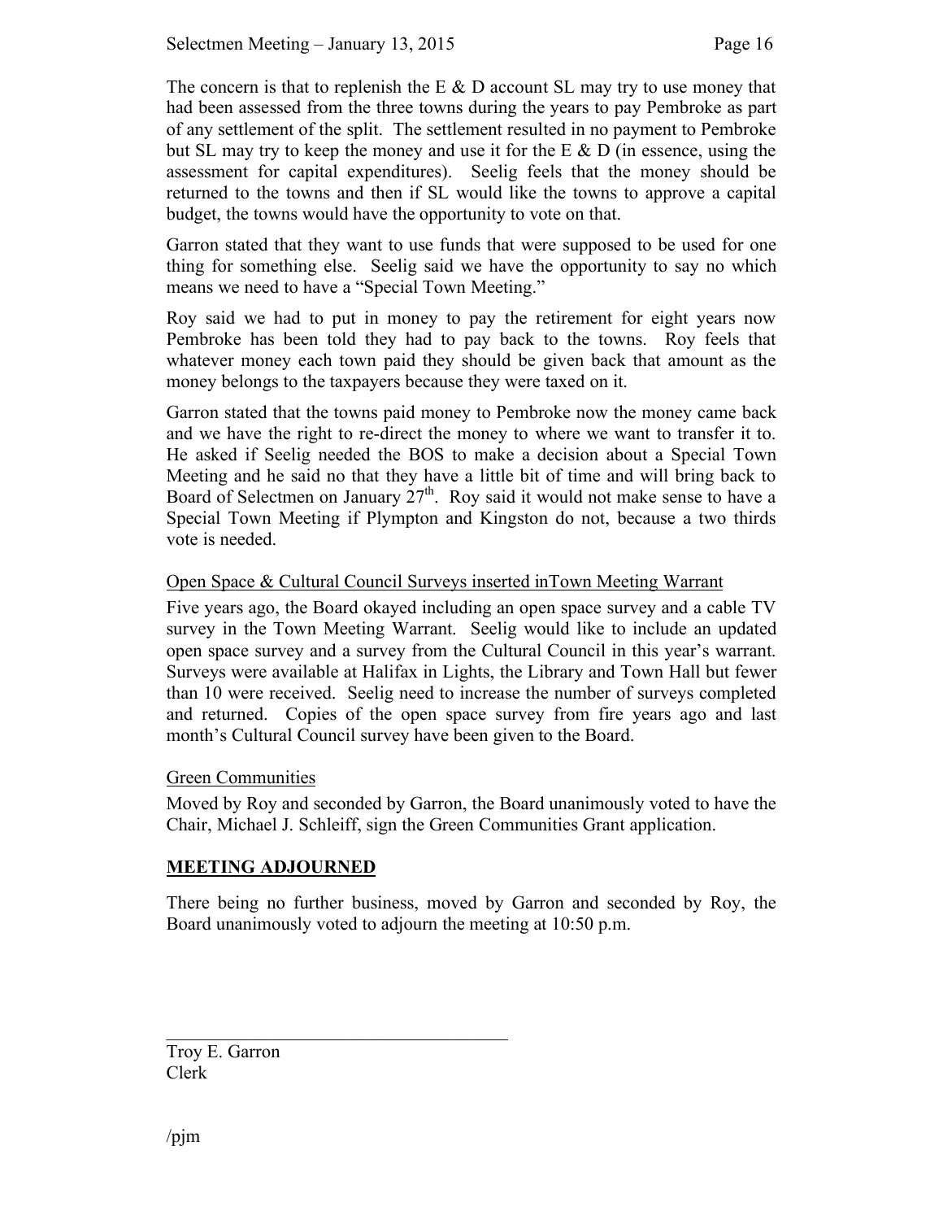The concern is that to replenish the E & D account SL may try to use money that had been assessed from the three towns during the years to pay Pembroke as part of any settlement of the split. The settlement resulted in no payment to Pembroke but SL may try to keep the money and use it for the E & D (in essence, using the assessment for capital expenditures). Seelig feels that the money should be returned to the towns and then if SL would like the towns to approve a capital budget, the towns would have the opportunity to vote on that.

Garron stated that they want to use funds that were supposed to be used for one thing for something else. Seelig said we have the opportunity to say no which means we need to have a "Special Town Meeting."

Roy said we had to put in money to pay the retirement for eight years now Pembroke has been told they had to pay back to the towns. Roy feels that whatever money each town paid they should be given back that amount as the money belongs to the taxpayers because they were taxed on it.

Garron stated that the towns paid money to Pembroke now the money came back and we have the right to re-direct the money to where we want to transfer it to. He asked if Seelig needed the BOS to make a decision about a Special Town Meeting and he said no that they have a little bit of time and will bring back to Board of Selectmen on January 27th. Roy said it would not make sense to have a Special Town Meeting if Plympton and Kingston do not, because a two thirds vote is needed.

Open Space & Cultural Council Surveys inserted inTown Meeting Warrant

Five years ago, the Board okayed including an open space survey and a cable TV survey in the Town Meeting Warrant. Seelig would like to include an updated open space survey and a survey from the Cultural Council in this year's warrant. Surveys were available at Halifax in Lights, the Library and Town Hall but fewer than 10 were received. Seelig need to increase the number of surveys completed and returned. Copies of the open space survey from fire years ago and last month's Cultural Council survey have been given to the Board.

Green Communities

Moved by Roy and seconded by Garron, the Board unanimously voted to have the Chair, Michael J. Schleiff, sign the Green Communities Grant application.

## MEETING ADJOURNED

There being no further business, moved by Garron and seconded by Roy, the Board unanimously voted to adjourn the meeting at 10:50 p.m.

\_\_\_\_\_\_\_\_\_\_\_\_\_\_\_\_\_\_\_\_\_\_\_\_\_\_\_\_\_\_\_\_\_\_\_\_\_\_\_\_

Troy E. Garron
Clerk

/pjm